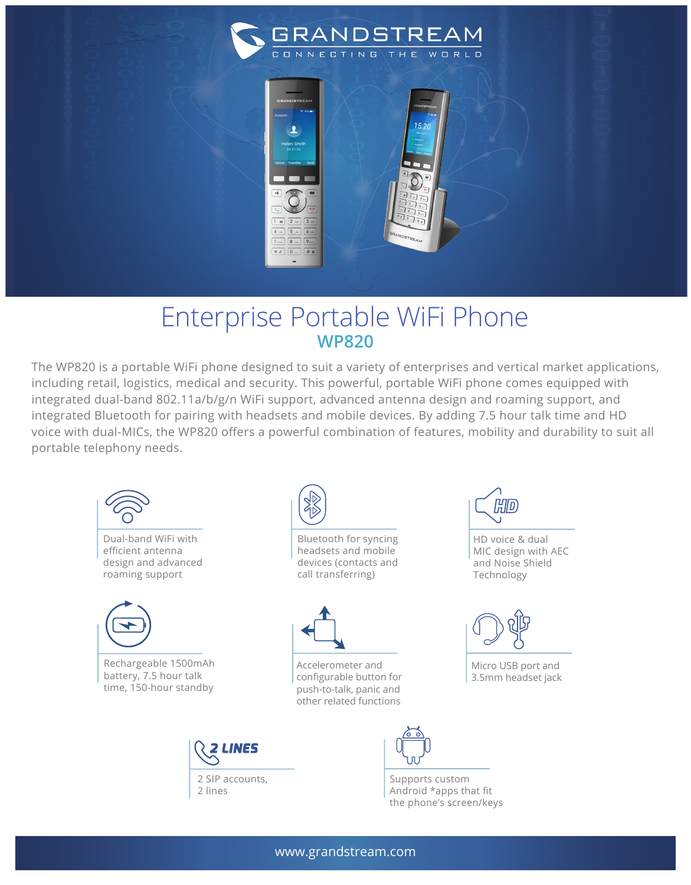# GRANDSTREAM

CONNECTING THE WORLD

# Enterprise Portable WiFi Phone

## WP820

The WP820 is a portable WiFi phone designed to suit a variety of enterprises and vertical market applications, including retail, logistics, medical and security. This powerful, portable WiFi phone comes equipped with integrated dual-band 802.11a/b/g/n WiFi support, advanced antenna design and roaming support, and integrated Bluetooth for pairing with headsets and mobile devices. By adding 7.5 hour talk time and HD voice with dual-MICs, the WP820 offers a powerful combination of features, mobility and durability to suit all portable telephony needs.

- Dual-band WiFi with efficient antenna design and advanced roaming support
- Bluetooth for syncing headsets and mobile devices (contacts and call transferring)
- HD voice & dual MIC design with AEC and Noise Shield Technology
- Rechargeable 1500mAh battery, 7.5 hour talk time, 150-hour standby
- Accelerometer and configurable button for push-to-talk, panic and other related functions
- Micro USB port and 3.5mm headset jack
- 2 LINES: 2 SIP accounts, 2 lines
- Supports custom Android *apps that fit the phone's screen/keys

www.grandstream.com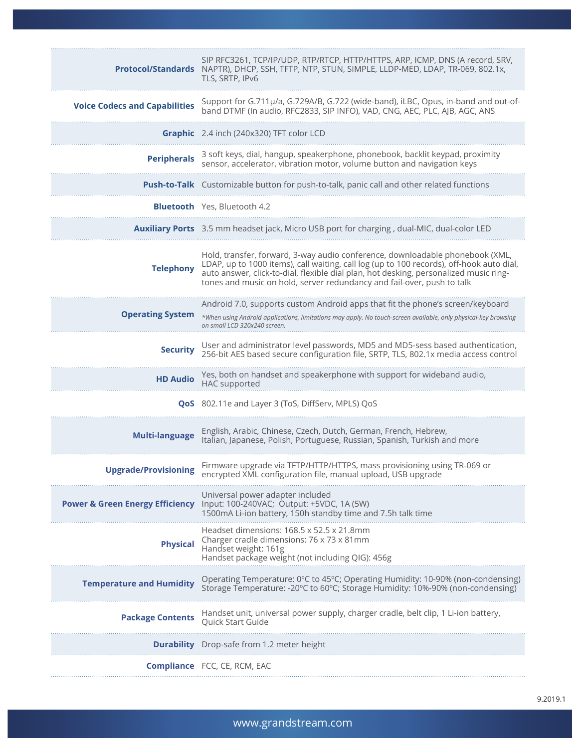| | |
|---|---|
| **Protocol/Standards** | SIP RFC3261, TCP/IP/UDP, RTP/RTCP, HTTP/HTTPS, ARP, ICMP, DNS (A record, SRV, NAPTR), DHCP, SSH, TFTP, NTP, STUN, SIMPLE, LLDP-MED, LDAP, TR-069, 802.1x, TLS, SRTP, IPv6 |
| **Voice Codecs and Capabilities** | Support for G.711µ/a, G.729A/B, G.722 (wide-band), iLBC, Opus, in-band and out-of-band DTMF (In audio, RFC2833, SIP INFO), VAD, CNG, AEC, PLC, AJB, AGC, ANS |
| **Graphic** | 2.4 inch (240x320) TFT color LCD |
| **Peripherals** | 3 soft keys, dial, hangup, speakerphone, phonebook, backlit keypad, proximity sensor, accelerator, vibration motor, volume button and navigation keys |
| **Push-to-Talk** | Customizable button for push-to-talk, panic call and other related functions |
| **Bluetooth** | Yes, Bluetooth 4.2 |
| **Auxiliary Ports** | 3.5 mm headset jack, Micro USB port for charging , dual-MIC, dual-color LED |
| **Telephony** | Hold, transfer, forward, 3-way audio conference, downloadable phonebook (XML, LDAP, up to 1000 items), call waiting, call log (up to 100 records), off-hook auto dial, auto answer, click-to-dial, flexible dial plan, hot desking, personalized music ringtones and music on hold, server redundancy and fail-over, push to talk |
| **Operating System** | Android 7.0, supports custom Android apps that fit the phone's screen/keyboard<br>*\*When using Android applications, limitations may apply. No touch-screen available, only physical-key browsing on small LCD 320x240 screen.* |
| **Security** | User and administrator level passwords, MD5 and MD5-sess based authentication, 256-bit AES based secure configuration file, SRTP, TLS, 802.1x media access control |
| **HD Audio** | Yes, both on handset and speakerphone with support for wideband audio, HAC supported |
| **QoS** | 802.11e and Layer 3 (ToS, DiffServ, MPLS) QoS |
| **Multi-language** | English, Arabic, Chinese, Czech, Dutch, German, French, Hebrew, Italian, Japanese, Polish, Portuguese, Russian, Spanish, Turkish and more |
| **Upgrade/Provisioning** | Firmware upgrade via TFTP/HTTP/HTTPS, mass provisioning using TR-069 or encrypted XML configuration file, manual upload, USB upgrade |
| **Power & Green Energy Efficiency** | Universal power adapter included<br>Input: 100-240VAC; Output: +5VDC, 1A (5W)<br>1500mA Li-ion battery, 150h standby time and 7.5h talk time |
| **Physical** | Headset dimensions: 168.5 x 52.5 x 21.8mm<br>Charger cradle dimensions: 76 x 73 x 81mm<br>Handset weight: 161g<br>Handset package weight (not including QIG): 456g |
| **Temperature and Humidity** | Operating Temperature: 0ºC to 45ºC; Operating Humidity: 10-90% (non-condensing)<br>Storage Temperature: -20ºC to 60ºC; Storage Humidity: 10%-90% (non-condensing) |
| **Package Contents** | Handset unit, universal power supply, charger cradle, belt clip, 1 Li-ion battery, Quick Start Guide |
| **Durability** | Drop-safe from 1.2 meter height |
| **Compliance** | FCC, CE, RCM, EAC |

9.2019.1

www.grandstream.com